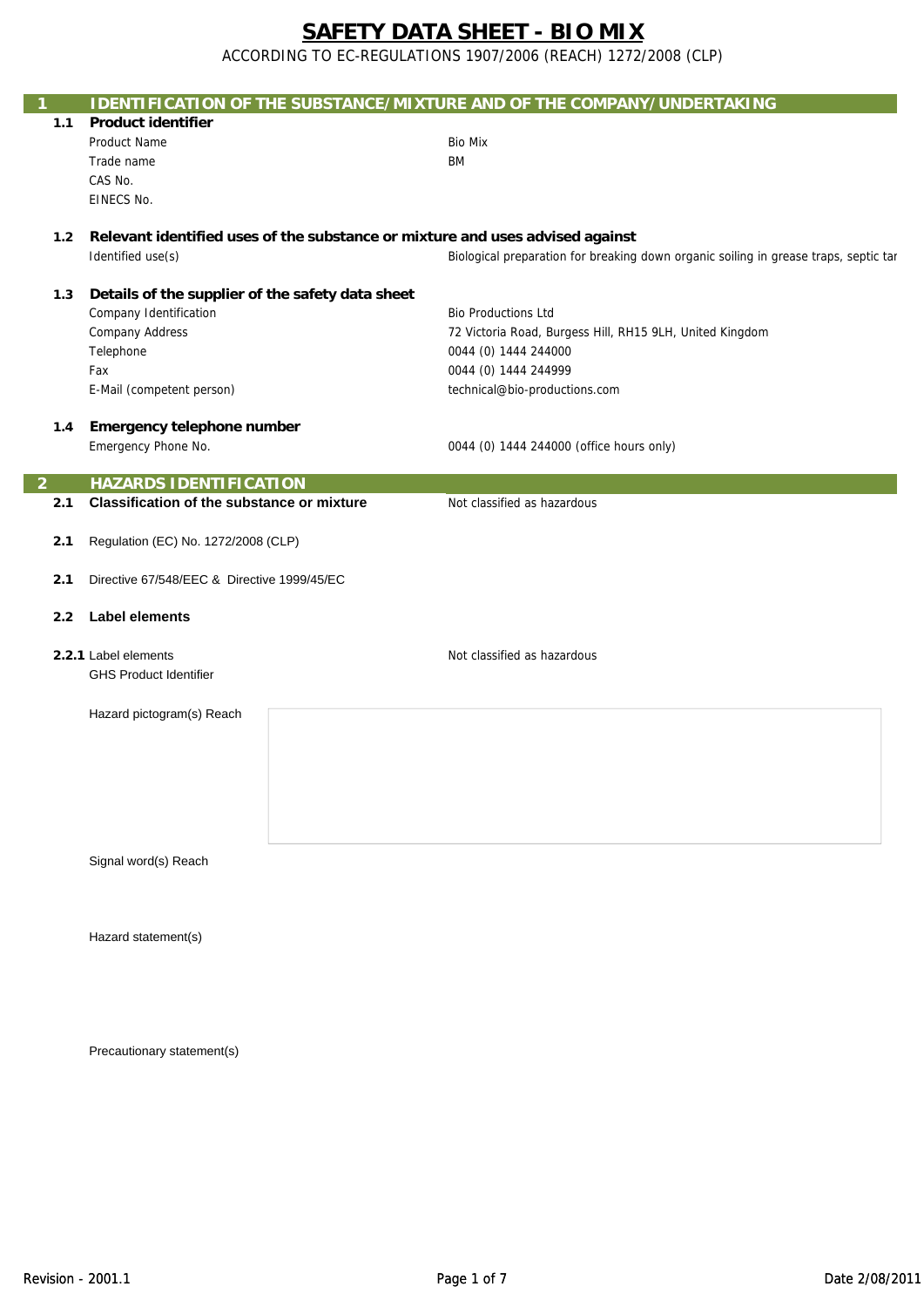# SAFETY DATA SHEET - BIO MIX

ACCORDING TO EC-REGULATIONS 1907/2006 (REACH) 1272/2008 (CLP)

## 1 IDENTIFICATION OF THE SUBSTANCE/MIXTURE AND OF THE COMPANY/UNDERTAKING

### 1.1 Product identifier

| | |
|---|---|
| Product Name | Bio Mix |
| Trade name | BM |
| CAS No. | |
| EINECS No. | |

### 1.2 Relevant identified uses of the substance or mixture and uses advised against

| | |
|---|---|
| Identified use(s) | Biological preparation for breaking down organic soiling in grease traps, septic tar |

### 1.3 Details of the supplier of the safety data sheet

| | |
|---|---|
| Company Identification | Bio Productions Ltd |
| Company Address | 72 Victoria Road, Burgess Hill, RH15 9LH, United Kingdom |
| Telephone | 0044 (0) 1444 244000 |
| Fax | 0044 (0) 1444 244999 |
| E-Mail (competent person) | technical@bio-productions.com |

### 1.4 Emergency telephone number

| | |
|---|---|
| Emergency Phone No. | 0044 (0) 1444 244000 (office hours only) |

## 2 HAZARDS IDENTIFICATION

**2.1 Classification of the substance or mixture** — Not classified as hazardous

**2.1** Regulation (EC) No. 1272/2008 (CLP)

**2.1** Directive 67/548/EEC & Directive 1999/45/EC

### 2.2 Label elements

**2.2.1** Label elements — Not classified as hazardous

GHS Product Identifier

Hazard pictogram(s) Reach

Signal word(s) Reach

Hazard statement(s)

Precautionary statement(s)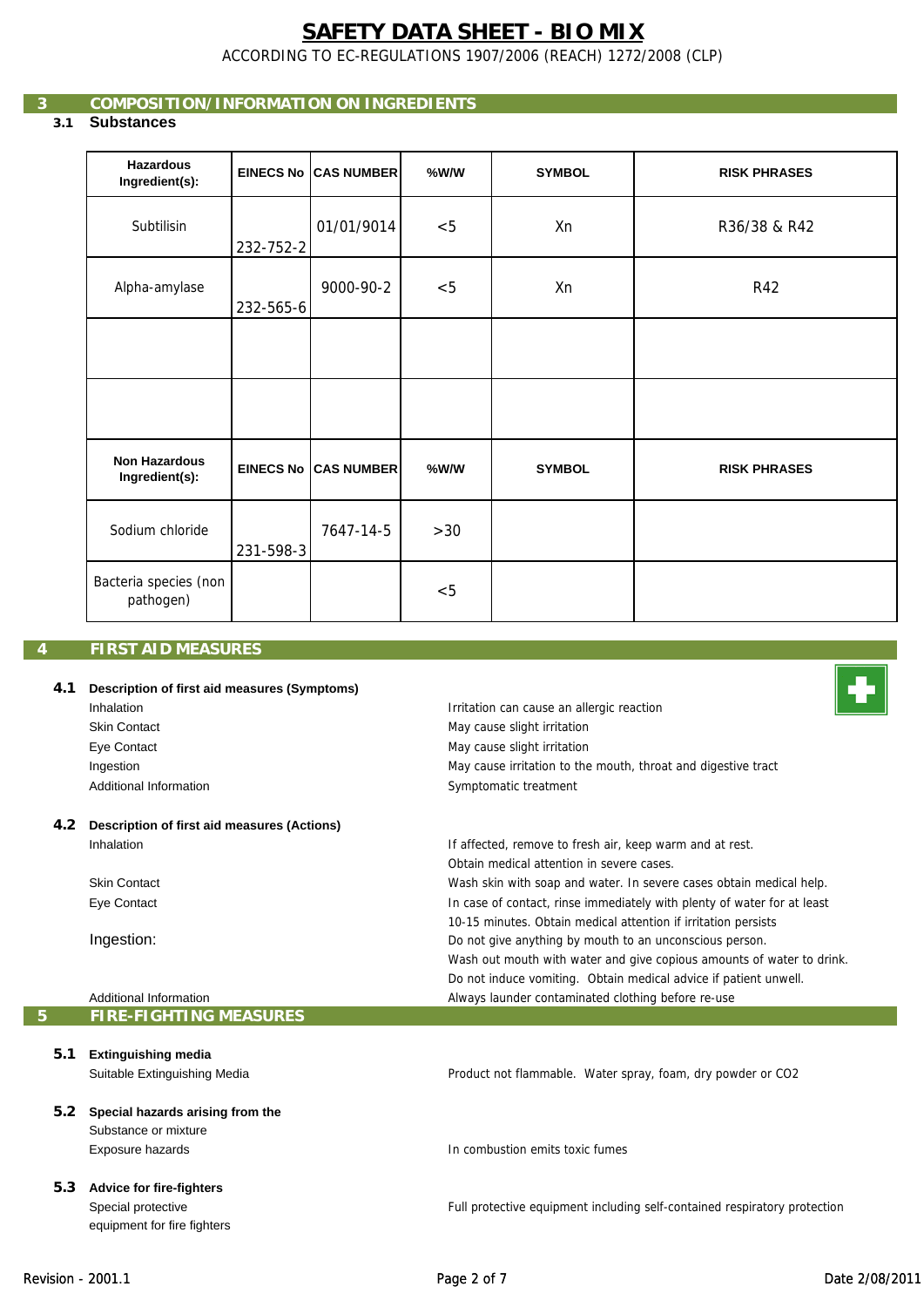# SAFETY DATA SHEET - BIO MIX

ACCORDING TO EC-REGULATIONS 1907/2006 (REACH) 1272/2008 (CLP)

## 3 COMPOSITION/INFORMATION ON INGREDIENTS

### 3.1 Substances

| Hazardous Ingredient(s): | EINECS No | CAS NUMBER | %W/W | SYMBOL | RISK PHRASES |
|---|---|---|---|---|---|
| Subtilisin | 232-752-2 | 01/01/9014 | <5 | Xn | R36/38 & R42 |
| Alpha-amylase | 232-565-6 | 9000-90-2 | <5 | Xn | R42 |
| | | | | | |
| | | | | | |
| **Non Hazardous Ingredient(s):** | **EINECS No** | **CAS NUMBER** | **%W/W** | **SYMBOL** | **RISK PHRASES** |
| Sodium chloride | 231-598-3 | 7647-14-5 | >30 | | |
| Bacteria species (non pathogen) | | | <5 | | |

## 4 FIRST AID MEASURES

### 4.1 Description of first aid measures (Symptoms)

| | |
|---|---|
| Inhalation | Irritation can cause an allergic reaction |
| Skin Contact | May cause slight irritation |
| Eye Contact | May cause slight irritation |
| Ingestion | May cause irritation to the mouth, throat and digestive tract |
| Additional Information | Symptomatic treatment |

### 4.2 Description of first aid measures (Actions)

| | |
|---|---|
| Inhalation | If affected, remove to fresh air, keep warm and at rest. Obtain medical attention in severe cases. |
| Skin Contact | Wash skin with soap and water. In severe cases obtain medical help. |
| Eye Contact | In case of contact, rinse immediately with plenty of water for at least 10-15 minutes. Obtain medical attention if irritation persists |
| Ingestion: | Do not give anything by mouth to an unconscious person. Wash out mouth with water and give copious amounts of water to drink. Do not induce vomiting. Obtain medical advice if patient unwell. |
| Additional Information | Always launder contaminated clothing before re-use |

## 5 FIRE-FIGHTING MEASURES

### 5.1 Extinguishing media

| | |
|---|---|
| Suitable Extinguishing Media | Product not flammable. Water spray, foam, dry powder or CO2 |

### 5.2 Special hazards arising from the Substance or mixture

| | |
|---|---|
| Exposure hazards | In combustion emits toxic fumes |

### 5.3 Advice for fire-fighters

| | |
|---|---|
| Special protective equipment for fire fighters | Full protective equipment including self-contained respiratory protection |

Revision - 2001.1 Date 2/08/2011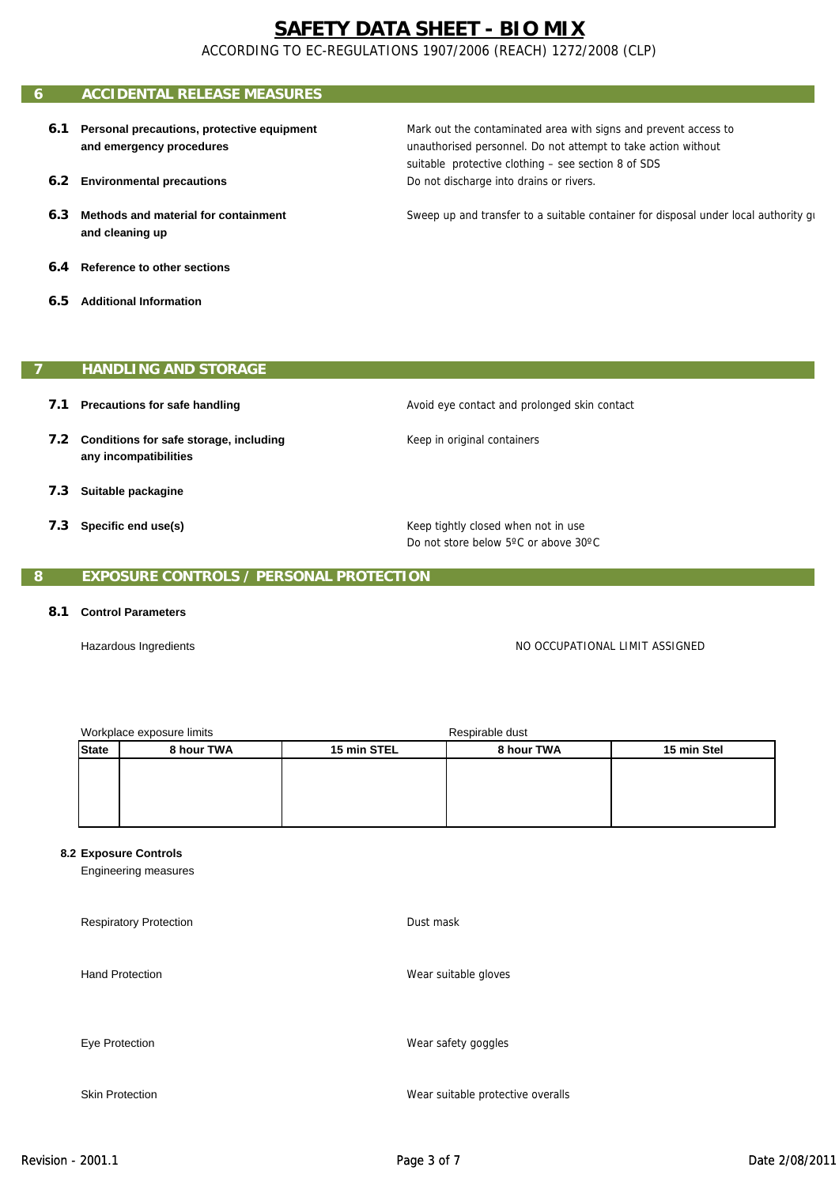# SAFETY DATA SHEET - BIO MIX

ACCORDING TO EC-REGULATIONS 1907/2006 (REACH) 1272/2008 (CLP)

## 6 ACCIDENTAL RELEASE MEASURES

**6.1 Personal precautions, protective equipment and emergency procedures**

Mark out the contaminated area with signs and prevent access to unauthorised personnel. Do not attempt to take action without suitable protective clothing – see section 8 of SDS

**6.2 Environmental precautions**

Do not discharge into drains or rivers.

**6.3 Methods and material for containment and cleaning up**

Sweep up and transfer to a suitable container for disposal under local authority gu

**6.4 Reference to other sections**

**6.5 Additional Information**

## 7 HANDLING AND STORAGE

**7.1 Precautions for safe handling**

Avoid eye contact and prolonged skin contact

**7.2 Conditions for safe storage, including any incompatibilities**

Keep in original containers

**7.3 Suitable packagine**

**7.3 Specific end use(s)**

Keep tightly closed when not in use
Do not store below 5ºC or above 30ºC

## 8 EXPOSURE CONTROLS / PERSONAL PROTECTION

**8.1 Control Parameters**

Hazardous Ingredients — NO OCCUPATIONAL LIMIT ASSIGNED

| Workplace exposure limits | | | Respirable dust | |
|---|---|---|---|---|
| State | 8 hour TWA | 15 min STEL | 8 hour TWA | 15 min Stel |
| | | | | |

**8.2 Exposure Controls**

Engineering measures

Respiratory Protection — Dust mask

Hand Protection — Wear suitable gloves

Eye Protection — Wear safety goggles

Skin Protection — Wear suitable protective overalls

Revision - 2001.1 — Date 2/08/2011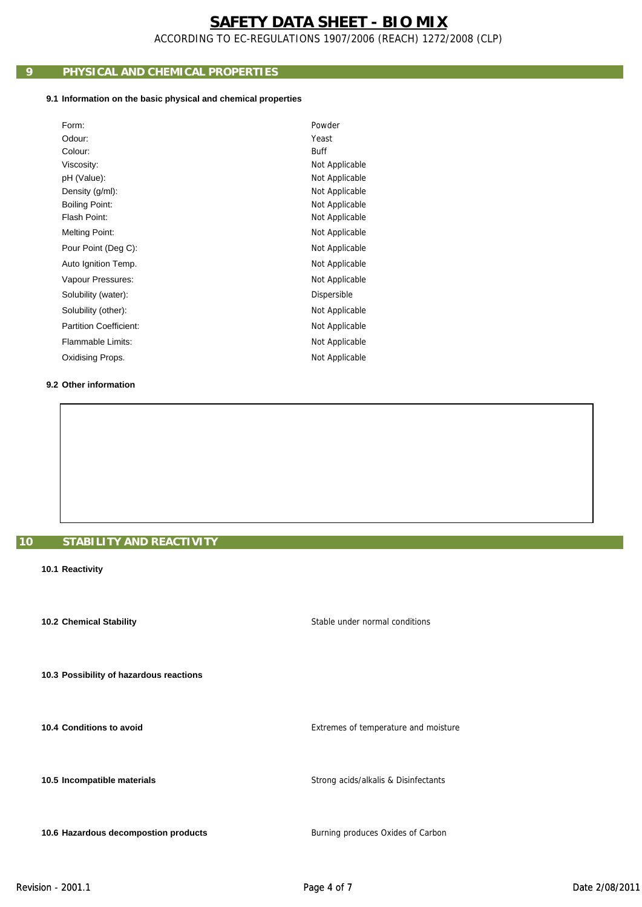# SAFETY DATA SHEET - BIO MIX

ACCORDING TO EC-REGULATIONS 1907/2006 (REACH) 1272/2008 (CLP)

## 9 PHYSICAL AND CHEMICAL PROPERTIES

### 9.1 Information on the basic physical and chemical properties

| Property | Value |
|---|---|
| Form: | Powder |
| Odour: | Yeast |
| Colour: | Buff |
| Viscosity: | Not Applicable |
| pH (Value): | Not Applicable |
| Density (g/ml): | Not Applicable |
| Boiling Point: | Not Applicable |
| Flash Point: | Not Applicable |
| Melting Point: | Not Applicable |
| Pour Point (Deg C): | Not Applicable |
| Auto Ignition Temp. | Not Applicable |
| Vapour Pressures: | Not Applicable |
| Solubility (water): | Dispersible |
| Solubility (other): | Not Applicable |
| Partition Coefficient: | Not Applicable |
| Flammable Limits: | Not Applicable |
| Oxidising Props. | Not Applicable |

### 9.2 Other information

## 10 STABILITY AND REACTIVITY

### 10.1 Reactivity

### 10.2 Chemical Stability

Stable under normal conditions

### 10.3 Possibility of hazardous reactions

### 10.4 Conditions to avoid

Extremes of temperature and moisture

### 10.5 Incompatible materials

Strong acids/alkalis & Disinfectants

### 10.6 Hazardous decompostion products

Burning produces Oxides of Carbon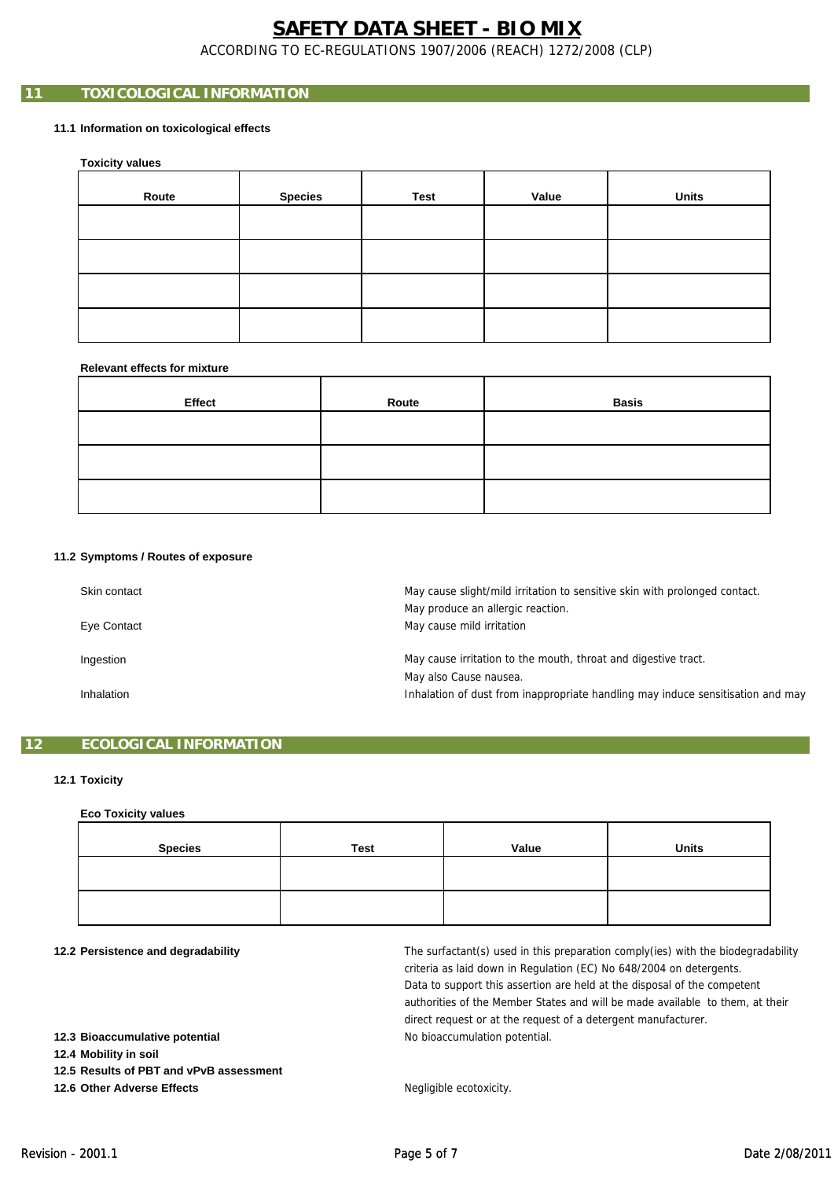## 11 TOXICOLOGICAL INFORMATION

### 11.1 Information on toxicological effects

**Toxicity values**

| Route | Species | Test | Value | Units |
|---|---|---|---|---|
| | | | | |
| | | | | |
| | | | | |
| | | | | |

**Relevant effects for mixture**

| Effect | Route | Basis |
|---|---|---|
| | | |
| | | |
| | | |

### 11.2 Symptoms / Routes of exposure

**Skin contact**
May cause slight/mild irritation to sensitive skin with prolonged contact.
May produce an allergic reaction.

**Eye Contact**
May cause mild irritation

**Ingestion**
May cause irritation to the mouth, throat and digestive tract.
May also Cause nausea.

**Inhalation**
Inhalation of dust from inappropriate handling may induce sensitisation and may

## 12 ECOLOGICAL INFORMATION

### 12.1 Toxicity

**Eco Toxicity values**

| Species | Test | Value | Units |
|---|---|---|---|
| | | | |
| | | | |

### 12.2 Persistence and degradability

The surfactant(s) used in this preparation comply(ies) with the biodegradability criteria as laid down in Regulation (EC) No 648/2004 on detergents. Data to support this assertion are held at the disposal of the competent authorities of the Member States and will be made available to them, at their direct request or at the request of a detergent manufacturer.

### 12.3 Bioaccumulative potential

No bioaccumulation potential.

### 12.4 Mobility in soil

### 12.5 Results of PBT and vPvB assessment

### 12.6 Other Adverse Effects

Negligible ecotoxicity.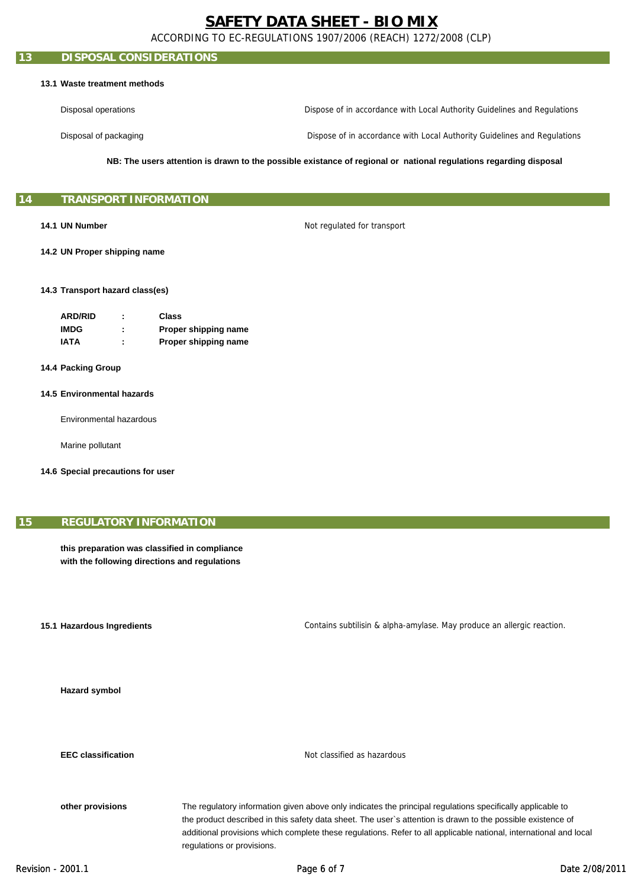# SAFETY DATA SHEET - BIO MIX

ACCORDING TO EC-REGULATIONS 1907/2006 (REACH) 1272/2008 (CLP)

## 13 DISPOSAL CONSIDERATIONS

**13.1 Waste treatment methods**

| | |
|---|---|
| Disposal operations | Dispose of in accordance with Local Authority Guidelines and Regulations |
| Disposal of packaging | Dispose of in accordance with Local Authority Guidelines and Regulations |

**NB: The users attention is drawn to the possible existance of regional or national regulations regarding disposal**

## 14 TRANSPORT INFORMATION

**14.1 UN Number** Not regulated for transport

**14.2 UN Proper shipping name**

**14.3 Transport hazard class(es)**

| | | |
|---|---|---|
| **ARD/RID** | **:** | **Class** |
| **IMDG** | **:** | **Proper shipping name** |
| **IATA** | **:** | **Proper shipping name** |

**14.4 Packing Group**

**14.5 Environmental hazards**

Environmental hazardous

Marine pollutant

**14.6 Special precautions for user**

## 15 REGULATORY INFORMATION

**this preparation was classified in compliance with the following directions and regulations**

**15.1 Hazardous Ingredients** Contains subtilisin & alpha-amylase. May produce an allergic reaction.

**Hazard symbol**

**EEC classification** Not classified as hazardous

**other provisions** The regulatory information given above only indicates the principal regulations specifically applicable to the product described in this safety data sheet. The user`s attention is drawn to the possible existence of additional provisions which complete these regulations. Refer to all applicable national, international and local regulations or provisions.

Revision - 2001.1 Date 2/08/2011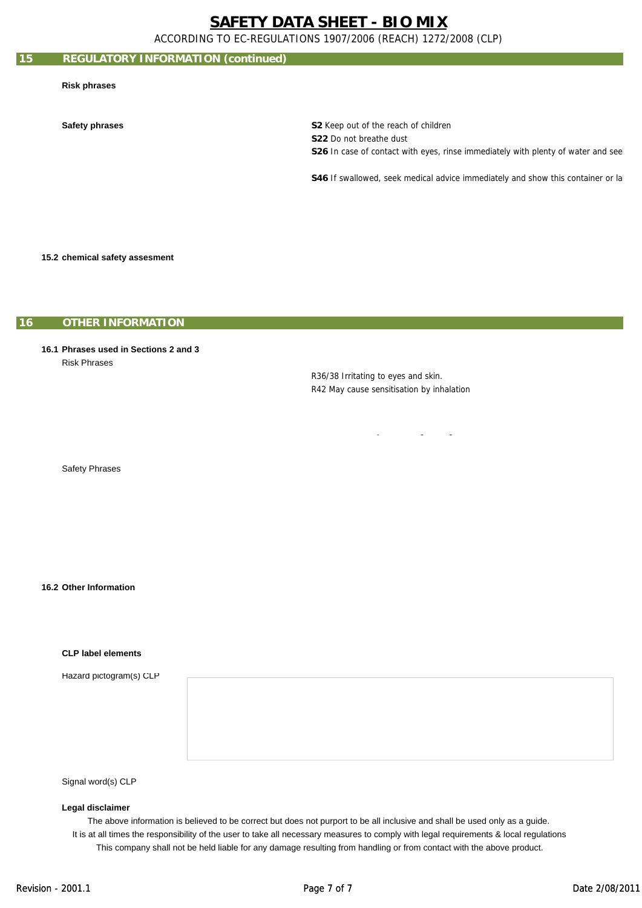## 15 REGULATORY INFORMATION (continued)

**Risk phrases**

**Safety phrases**

**S2** Keep out of the reach of children
**S22** Do not breathe dust
**S26** In case of contact with eyes, rinse immediately with plenty of water and see

**S46** If swallowed, seek medical advice immediately and show this container or la

**15.2 chemical safety assesment**

## 16 OTHER INFORMATION

**16.1 Phrases used in Sections 2 and 3**

Risk Phrases

R36/38 Irritating to eyes and skin.
R42 May cause sensitisation by inhalation

Safety Phrases

**16.2 Other Information**

**CLP label elements**

Hazard pictogram(s) CLP

Signal word(s) CLP

**Legal disclaimer**

The above information is believed to be correct but does not purport to be all inclusive and shall be used only as a guide.
It is at all times the responsibility of the user to take all necessary measures to comply with legal requirements & local regulations
This company shall not be held liable for any damage resulting from handling or from contact with the above product.